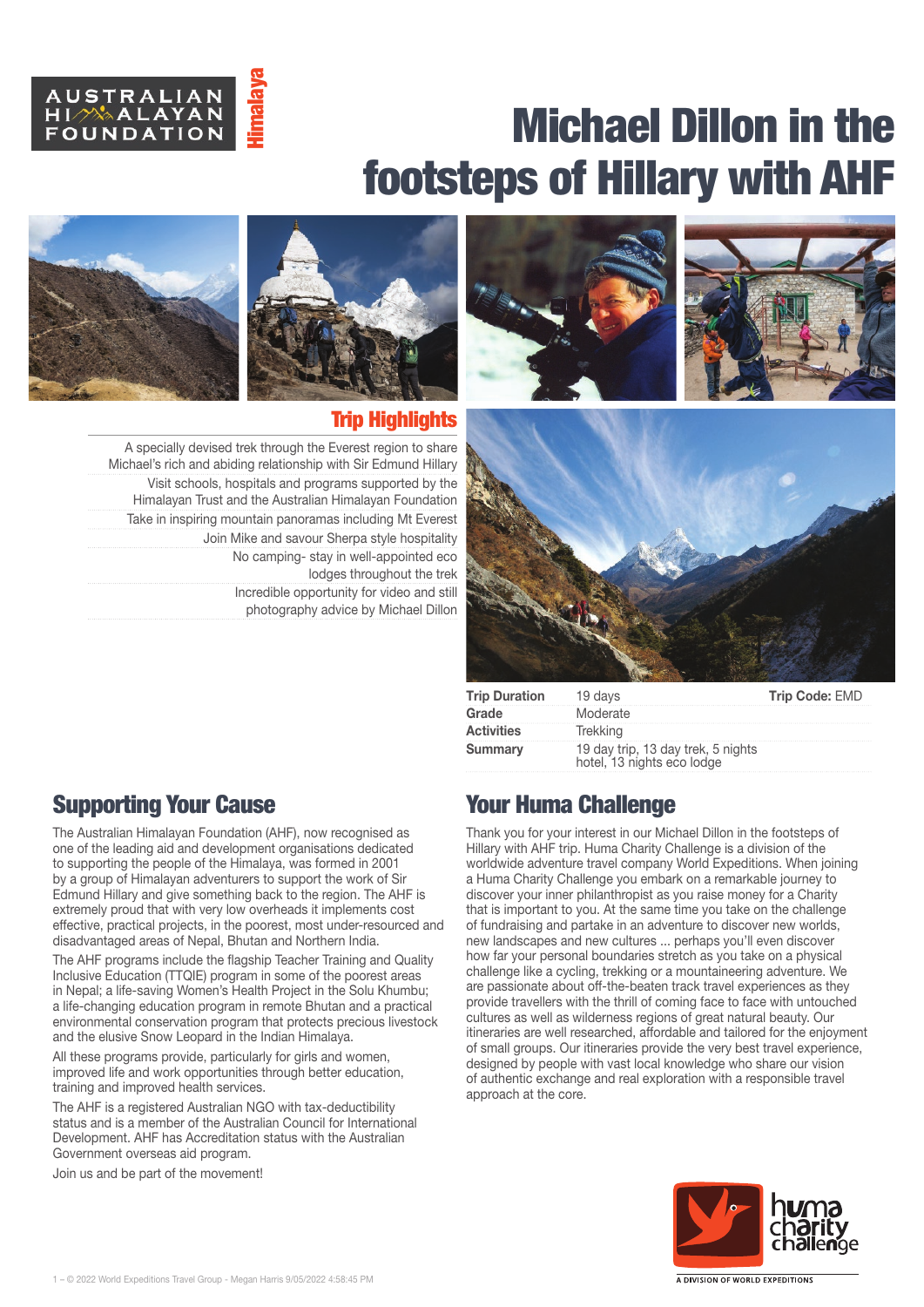# Michael Dillon in the footsteps of Hillary with AHF

## Trip Highlights

- A specially devised trek through the Everest region to share Michael's rich and abiding relationship with Sir Edmund Hillary
- Visit schools, hospitals and programs supported by the Himalayan Trust and the Australian Himalayan Foundation
- Take in inspiring mountain panoramas including Mt Everest
- Join Mike and savour Sherpa style hospitality
- No camping- stay in well-appointed eco lodges throughout the trek
- Incredible opportunity for video and still photography advice by Michael Dillon

| | | |
|---|---|---|
| **Trip Duration** | 19 days | **Trip Code:** EMD |
| **Grade** | Moderate | |
| **Activities** | Trekking | |
| **Summary** | 19 day trip, 13 day trek, 5 nights hotel, 13 nights eco lodge | |

## Supporting Your Cause

The Australian Himalayan Foundation (AHF), now recognised as one of the leading aid and development organisations dedicated to supporting the people of the Himalaya, was formed in 2001 by a group of Himalayan adventurers to support the work of Sir Edmund Hillary and give something back to the region. The AHF is extremely proud that with very low overheads it implements cost effective, practical projects, in the poorest, most under-resourced and disadvantaged areas of Nepal, Bhutan and Northern India.

The AHF programs include the flagship Teacher Training and Quality Inclusive Education (TTQIE) program in some of the poorest areas in Nepal; a life-saving Women's Health Project in the Solu Khumbu; a life-changing education program in remote Bhutan and a practical environmental conservation program that protects precious livestock and the elusive Snow Leopard in the Indian Himalaya.

All these programs provide, particularly for girls and women, improved life and work opportunities through better education, training and improved health services.

The AHF is a registered Australian NGO with tax-deductibility status and is a member of the Australian Council for International Development. AHF has Accreditation status with the Australian Government overseas aid program.

Join us and be part of the movement!

## Your Huma Challenge

Thank you for your interest in our Michael Dillon in the footsteps of Hillary with AHF trip. Huma Charity Challenge is a division of the worldwide adventure travel company World Expeditions. When joining a Huma Charity Challenge you embark on a remarkable journey to discover your inner philanthropist as you raise money for a Charity that is important to you. At the same time you take on the challenge of fundraising and partake in an adventure to discover new worlds, new landscapes and new cultures ... perhaps you'll even discover how far your personal boundaries stretch as you take on a physical challenge like a cycling, trekking or a mountaineering adventure. We are passionate about off-the-beaten track travel experiences as they provide travellers with the thrill of coming face to face with untouched cultures as well as wilderness regions of great natural beauty. Our itineraries are well researched, affordable and tailored for the enjoyment of small groups. Our itineraries provide the very best travel experience, designed by people with vast local knowledge who share our vision of authentic exchange and real exploration with a responsible travel approach at the core.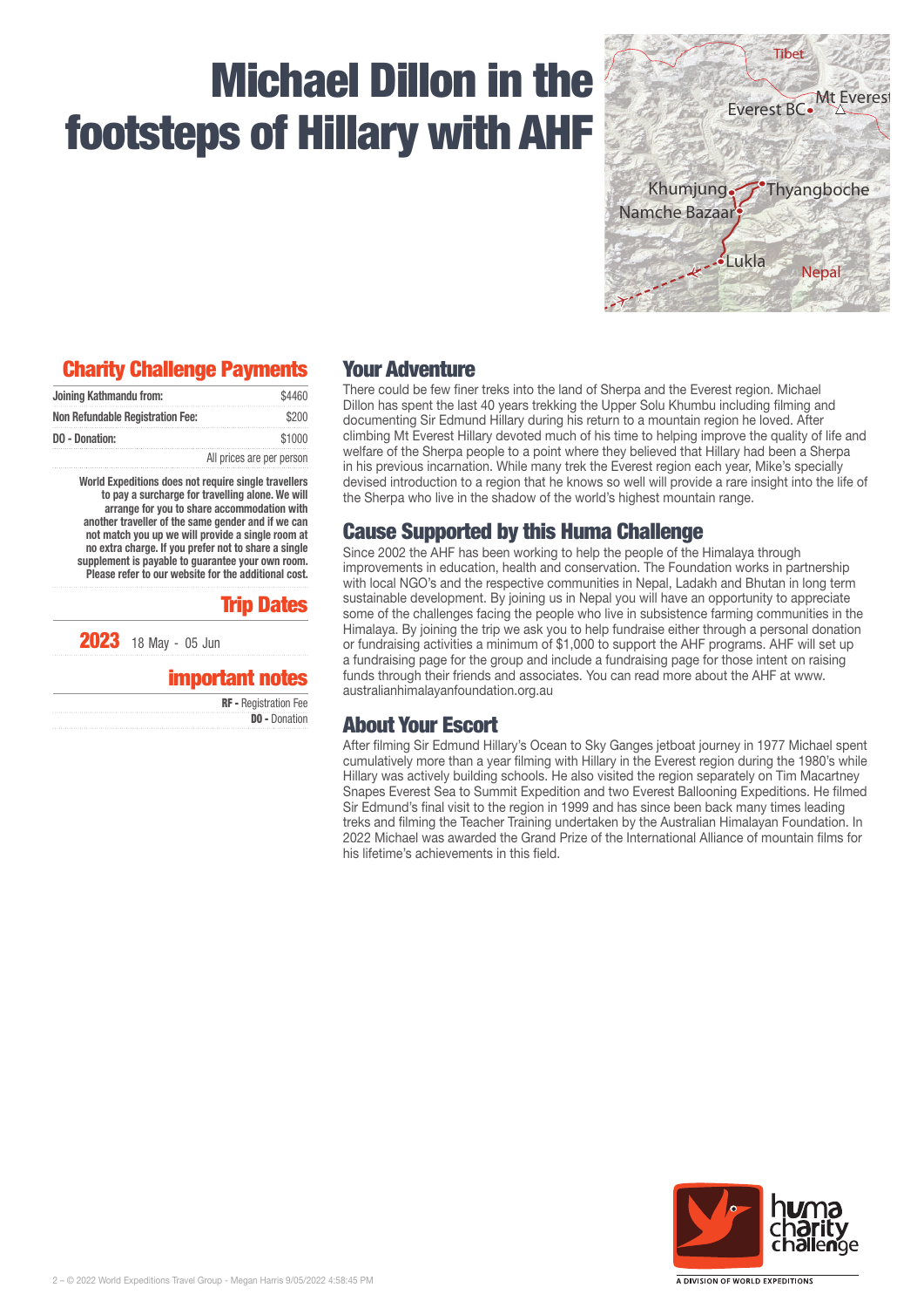# Michael Dillon in the footsteps of Hillary with AHF

## Charity Challenge Payments

| | |
|---|---|
| Joining Kathmandu from: | $4460 |
| Non Refundable Registration Fee: | $200 |
| DO - Donation: | $1000 |

All prices are per person

**World Expeditions does not require single travellers to pay a surcharge for travelling alone. We will arrange for you to share accommodation with another traveller of the same gender and if we can not match you up we will provide a single room at no extra charge. If you prefer not to share a single supplement is payable to guarantee your own room. Please refer to our website for the additional cost.**

## Trip Dates

**2023** 18 May - 05 Jun

## important notes

**RF -** Registration Fee
**DO -** Donation

## Your Adventure

There could be few finer treks into the land of Sherpa and the Everest region. Michael Dillon has spent the last 40 years trekking the Upper Solu Khumbu including filming and documenting Sir Edmund Hillary during his return to a mountain region he loved. After climbing Mt Everest Hillary devoted much of his time to helping improve the quality of life and welfare of the Sherpa people to a point where they believed that Hillary had been a Sherpa in his previous incarnation. While many trek the Everest region each year, Mike's specially devised introduction to a region that he knows so well will provide a rare insight into the life of the Sherpa who live in the shadow of the world's highest mountain range.

## Cause Supported by this Huma Challenge

Since 2002 the AHF has been working to help the people of the Himalaya through improvements in education, health and conservation. The Foundation works in partnership with local NGO's and the respective communities in Nepal, Ladakh and Bhutan in long term sustainable development. By joining us in Nepal you will have an opportunity to appreciate some of the challenges facing the people who live in subsistence farming communities in the Himalaya. By joining the trip we ask you to help fundraise either through a personal donation or fundraising activities a minimum of $1,000 to support the AHF programs. AHF will set up a fundraising page for the group and include a fundraising page for those intent on raising funds through their friends and associates. You can read more about the AHF at www. australianhimalayanfoundation.org.au

## About Your Escort

After filming Sir Edmund Hillary's Ocean to Sky Ganges jetboat journey in 1977 Michael spent cumulatively more than a year filming with Hillary in the Everest region during the 1980's while Hillary was actively building schools. He also visited the region separately on Tim Macartney Snapes Everest Sea to Summit Expedition and two Everest Ballooning Expeditions. He filmed Sir Edmund's final visit to the region in 1999 and has since been back many times leading treks and filming the Teacher Training undertaken by the Australian Himalayan Foundation. In 2022 Michael was awarded the Grand Prize of the International Alliance of mountain films for his lifetime's achievements in this field.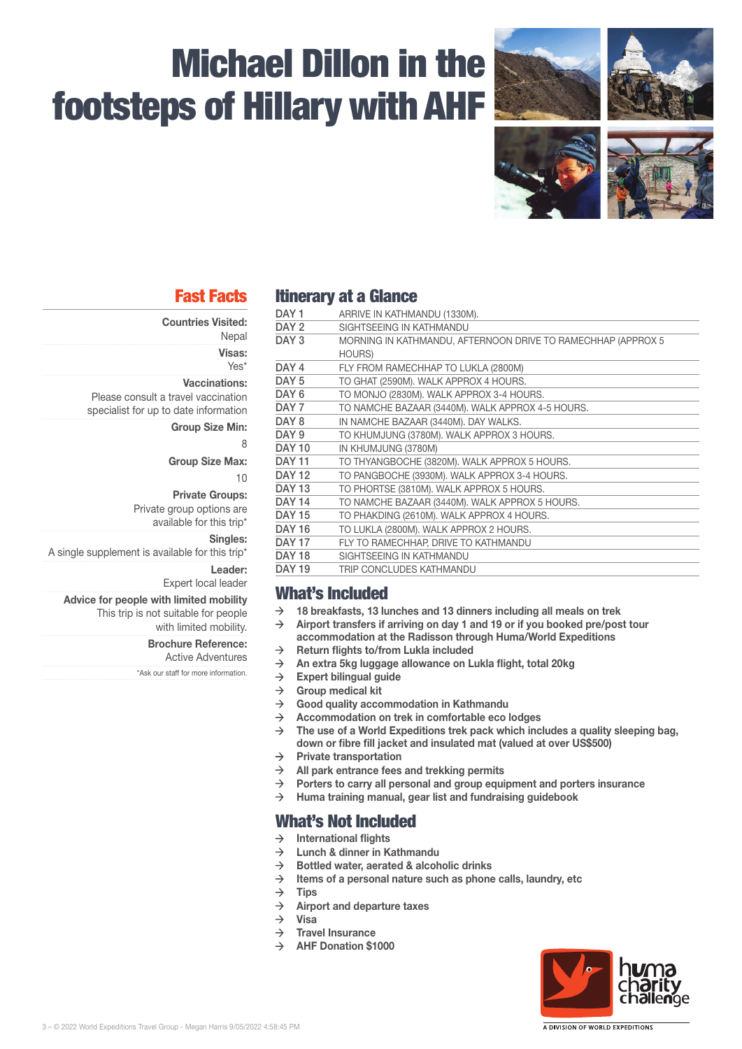# Michael Dillon in the footsteps of Hillary with AHF

## Fast Facts

**Countries Visited:**
Nepal

**Visas:**
Yes*

**Vaccinations:**
Please consult a travel vaccination specialist for up to date information

**Group Size Min:**
8

**Group Size Max:**
10

**Private Groups:**
Private group options are available for this trip*

**Singles:**
A single supplement is available for this trip*

**Leader:**
Expert local leader

**Advice for people with limited mobility**
This trip is not suitable for people with limited mobility.

**Brochure Reference:**
Active Adventures

*Ask our staff for more information.

## Itinerary at a Glance

| | |
|---|---|
| DAY 1 | ARRIVE IN KATHMANDU (1330M). |
| DAY 2 | SIGHTSEEING IN KATHMANDU |
| DAY 3 | MORNING IN KATHMANDU, AFTERNOON DRIVE TO RAMECHHAP (APPROX 5 HOURS) |
| DAY 4 | FLY FROM RAMECHHAP TO LUKLA (2800M) |
| DAY 5 | TO GHAT (2590M). WALK APPROX 4 HOURS. |
| DAY 6 | TO MONJO (2830M). WALK APPROX 3-4 HOURS. |
| DAY 7 | TO NAMCHE BAZAAR (3440M). WALK APPROX 4-5 HOURS. |
| DAY 8 | IN NAMCHE BAZAAR (3440M). DAY WALKS. |
| DAY 9 | TO KHUMJUNG (3780M). WALK APPROX 3 HOURS. |
| DAY 10 | IN KHUMJUNG (3780M) |
| DAY 11 | TO THYANGBOCHE (3820M). WALK APPROX 5 HOURS. |
| DAY 12 | TO PANGBOCHE (3930M). WALK APPROX 3-4 HOURS. |
| DAY 13 | TO PHORTSE (3810M). WALK APPROX 5 HOURS. |
| DAY 14 | TO NAMCHE BAZAAR (3440M). WALK APPROX 5 HOURS. |
| DAY 15 | TO PHAKDING (2610M). WALK APPROX 4 HOURS. |
| DAY 16 | TO LUKLA (2800M). WALK APPROX 2 HOURS. |
| DAY 17 | FLY TO RAMECHHAP, DRIVE TO KATHMANDU |
| DAY 18 | SIGHTSEEING IN KATHMANDU |
| DAY 19 | TRIP CONCLUDES KATHMANDU |

## What's Included

- **18 breakfasts, 13 lunches and 13 dinners including all meals on trek**
- **Airport transfers if arriving on day 1 and 19 or if you booked pre/post tour accommodation at the Radisson through Huma/World Expeditions**
- **Return flights to/from Lukla included**
- **An extra 5kg luggage allowance on Lukla flight, total 20kg**
- **Expert bilingual guide**
- **Group medical kit**
- **Good quality accommodation in Kathmandu**
- **Accommodation on trek in comfortable eco lodges**
- **The use of a World Expeditions trek pack which includes a quality sleeping bag, down or fibre fill jacket and insulated mat (valued at over US$500)**
- **Private transportation**
- **All park entrance fees and trekking permits**
- **Porters to carry all personal and group equipment and porters insurance**
- **Huma training manual, gear list and fundraising guidebook**

## What's Not Included

- **International flights**
- **Lunch & dinner in Kathmandu**
- **Bottled water, aerated & alcoholic drinks**
- **Items of a personal nature such as phone calls, laundry, etc**
- **Tips**
- **Airport and departure taxes**
- **Visa**
- **Travel Insurance**
- **AHF Donation $1000**

huma charity challenge
A DIVISION OF WORLD EXPEDITIONS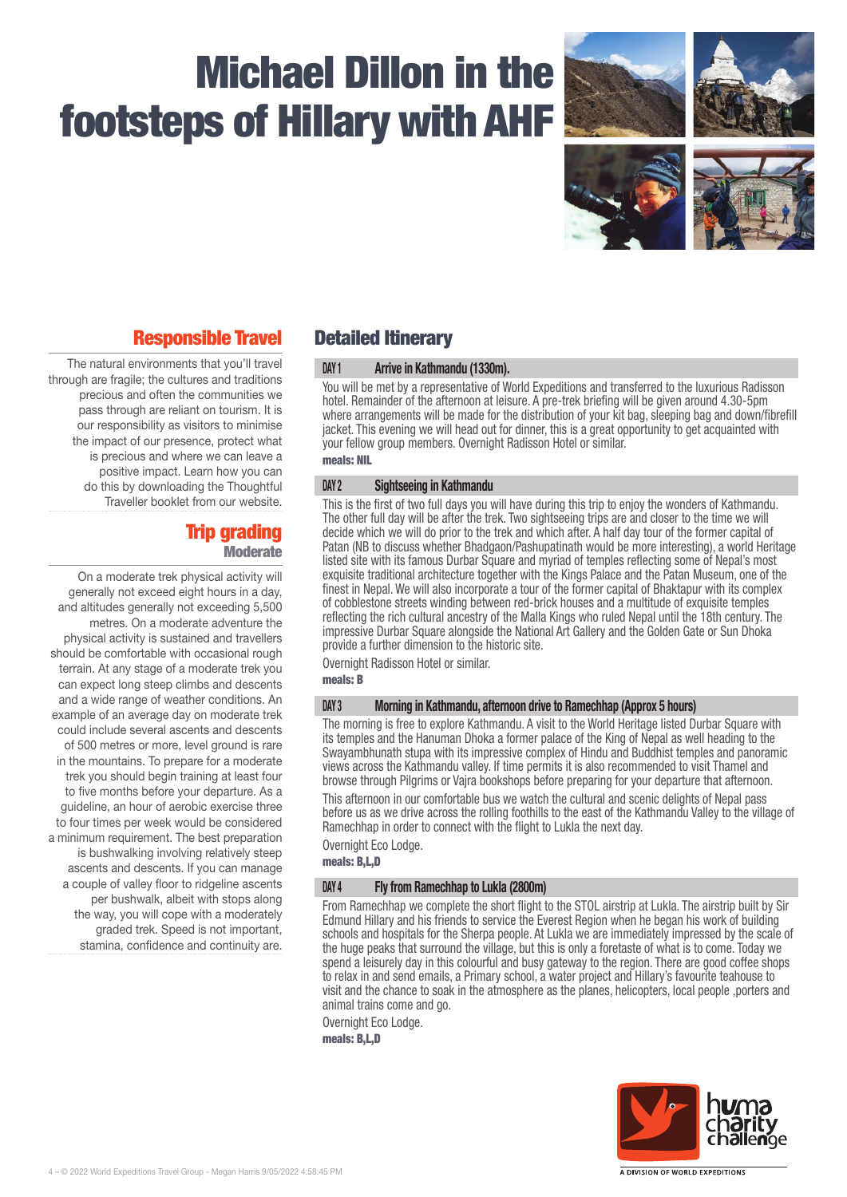# Michael Dillon in the footsteps of Hillary with AHF

## Responsible Travel

The natural environments that you'll travel through are fragile; the cultures and traditions precious and often the communities we pass through are reliant on tourism. It is our responsibility as visitors to minimise the impact of our presence, protect what is precious and where we can leave a positive impact. Learn how you can do this by downloading the Thoughtful Traveller booklet from our website.

## Trip grading

### Moderate

On a moderate trek physical activity will generally not exceed eight hours in a day, and altitudes generally not exceeding 5,500 metres. On a moderate adventure the physical activity is sustained and travellers should be comfortable with occasional rough terrain. At any stage of a moderate trek you can expect long steep climbs and descents and a wide range of weather conditions. An example of an average day on moderate trek could include several ascents and descents of 500 metres or more, level ground is rare in the mountains. To prepare for a moderate trek you should begin training at least four to five months before your departure. As a guideline, an hour of aerobic exercise three to four times per week would be considered a minimum requirement. The best preparation is bushwalking involving relatively steep ascents and descents. If you can manage a couple of valley floor to ridgeline ascents per bushwalk, albeit with stops along the way, you will cope with a moderately graded trek. Speed is not important, stamina, confidence and continuity are.

## Detailed Itinerary

### DAY 1 Arrive in Kathmandu (1330m).

You will be met by a representative of World Expeditions and transferred to the luxurious Radisson hotel. Remainder of the afternoon at leisure. A pre-trek briefing will be given around 4.30-5pm where arrangements will be made for the distribution of your kit bag, sleeping bag and down/fibrefill jacket. This evening we will head out for dinner, this is a great opportunity to get acquainted with your fellow group members. Overnight Radisson Hotel or similar.

**meals: NIL**

### DAY 2 Sightseeing in Kathmandu

This is the first of two full days you will have during this trip to enjoy the wonders of Kathmandu. The other full day will be after the trek. Two sightseeing trips are and closer to the time we will decide which we will do prior to the trek and which after. A half day tour of the former capital of Patan (NB to discuss whether Bhadgaon/Pashupatinath would be more interesting), a world Heritage listed site with its famous Durbar Square and myriad of temples reflecting some of Nepal's most exquisite traditional architecture together with the Kings Palace and the Patan Museum, one of the finest in Nepal. We will also incorporate a tour of the former capital of Bhaktapur with its complex of cobblestone streets winding between red-brick houses and a multitude of exquisite temples reflecting the rich cultural ancestry of the Malla Kings who ruled Nepal until the 18th century. The impressive Durbar Square alongside the National Art Gallery and the Golden Gate or Sun Dhoka provide a further dimension to the historic site.

Overnight Radisson Hotel or similar.

**meals: B**

### DAY 3 Morning in Kathmandu, afternoon drive to Ramechhap (Approx 5 hours)

The morning is free to explore Kathmandu. A visit to the World Heritage listed Durbar Square with its temples and the Hanuman Dhoka a former palace of the King of Nepal as well heading to the Swayambhunath stupa with its impressive complex of Hindu and Buddhist temples and panoramic views across the Kathmandu valley. If time permits it is also recommended to visit Thamel and browse through Pilgrims or Vajra bookshops before preparing for your departure that afternoon.

This afternoon in our comfortable bus we watch the cultural and scenic delights of Nepal pass before us as we drive across the rolling foothills to the east of the Kathmandu Valley to the village of Ramechhap in order to connect with the flight to Lukla the next day.

Overnight Eco Lodge.

**meals: B,L,D**

### DAY 4 Fly from Ramechhap to Lukla (2800m)

From Ramechhap we complete the short flight to the STOL airstrip at Lukla. The airstrip built by Sir Edmund Hillary and his friends to service the Everest Region when he began his work of building schools and hospitals for the Sherpa people. At Lukla we are immediately impressed by the scale of the huge peaks that surround the village, but this is only a foretaste of what is to come. Today we spend a leisurely day in this colourful and busy gateway to the region. There are good coffee shops to relax in and send emails, a Primary school, a water project and Hillary's favourite teahouse to visit and the chance to soak in the atmosphere as the planes, helicopters, local people ,porters and animal trains come and go.

Overnight Eco Lodge.

**meals: B,L,D**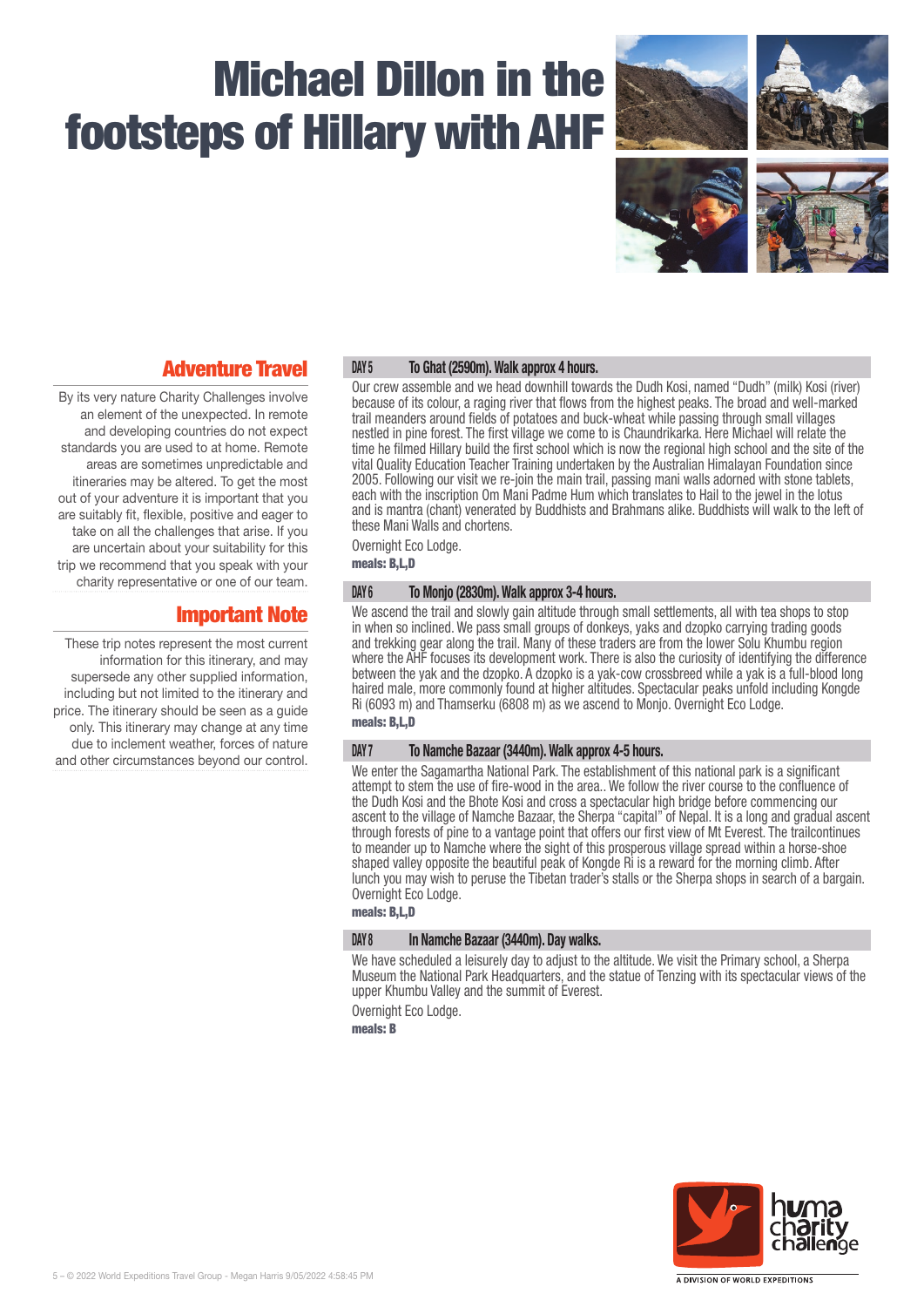# Michael Dillon in the footsteps of Hillary with AHF

## Adventure Travel

By its very nature Charity Challenges involve an element of the unexpected. In remote and developing countries do not expect standards you are used to at home. Remote areas are sometimes unpredictable and itineraries may be altered. To get the most out of your adventure it is important that you are suitably fit, flexible, positive and eager to take on all the challenges that arise. If you are uncertain about your suitability for this trip we recommend that you speak with your charity representative or one of our team.

## Important Note

These trip notes represent the most current information for this itinerary, and may supersede any other supplied information, including but not limited to the itinerary and price. The itinerary should be seen as a guide only. This itinerary may change at any time due to inclement weather, forces of nature and other circumstances beyond our control.

### DAY 5 To Ghat (2590m). Walk approx 4 hours.

Our crew assemble and we head downhill towards the Dudh Kosi, named "Dudh" (milk) Kosi (river) because of its colour, a raging river that flows from the highest peaks. The broad and well-marked trail meanders around fields of potatoes and buck-wheat while passing through small villages nestled in pine forest. The first village we come to is Chaundrikarka. Here Michael will relate the time he filmed Hillary build the first school which is now the regional high school and the site of the vital Quality Education Teacher Training undertaken by the Australian Himalayan Foundation since 2005. Following our visit we re-join the main trail, passing mani walls adorned with stone tablets, each with the inscription Om Mani Padme Hum which translates to Hail to the jewel in the lotus and is mantra (chant) venerated by Buddhists and Brahmans alike. Buddhists will walk to the left of these Mani Walls and chortens.

Overnight Eco Lodge.

**meals: B,L,D**

### DAY 6 To Monjo (2830m). Walk approx 3-4 hours.

We ascend the trail and slowly gain altitude through small settlements, all with tea shops to stop in when so inclined. We pass small groups of donkeys, yaks and dzopko carrying trading goods and trekking gear along the trail. Many of these traders are from the lower Solu Khumbu region where the AHF focuses its development work. There is also the curiosity of identifying the difference between the yak and the dzopko. A dzopko is a yak-cow crossbreed while a yak is a full-blood long haired male, more commonly found at higher altitudes. Spectacular peaks unfold including Kongde Ri (6093 m) and Thamserku (6808 m) as we ascend to Monjo. Overnight Eco Lodge.

**meals: B,L,D**

### DAY 7 To Namche Bazaar (3440m). Walk approx 4-5 hours.

We enter the Sagamartha National Park. The establishment of this national park is a significant attempt to stem the use of fire-wood in the area.. We follow the river course to the confluence of the Dudh Kosi and the Bhote Kosi and cross a spectacular high bridge before commencing our ascent to the village of Namche Bazaar, the Sherpa "capital" of Nepal. It is a long and gradual ascent through forests of pine to a vantage point that offers our first view of Mt Everest. The trailcontinues to meander up to Namche where the sight of this prosperous village spread within a horse-shoe shaped valley opposite the beautiful peak of Kongde Ri is a reward for the morning climb. After lunch you may wish to peruse the Tibetan trader's stalls or the Sherpa shops in search of a bargain. Overnight Eco Lodge.

**meals: B,L,D**

### DAY 8 In Namche Bazaar (3440m). Day walks.

We have scheduled a leisurely day to adjust to the altitude. We visit the Primary school, a Sherpa Museum the National Park Headquarters, and the statue of Tenzing with its spectacular views of the upper Khumbu Valley and the summit of Everest.

Overnight Eco Lodge.

**meals: B**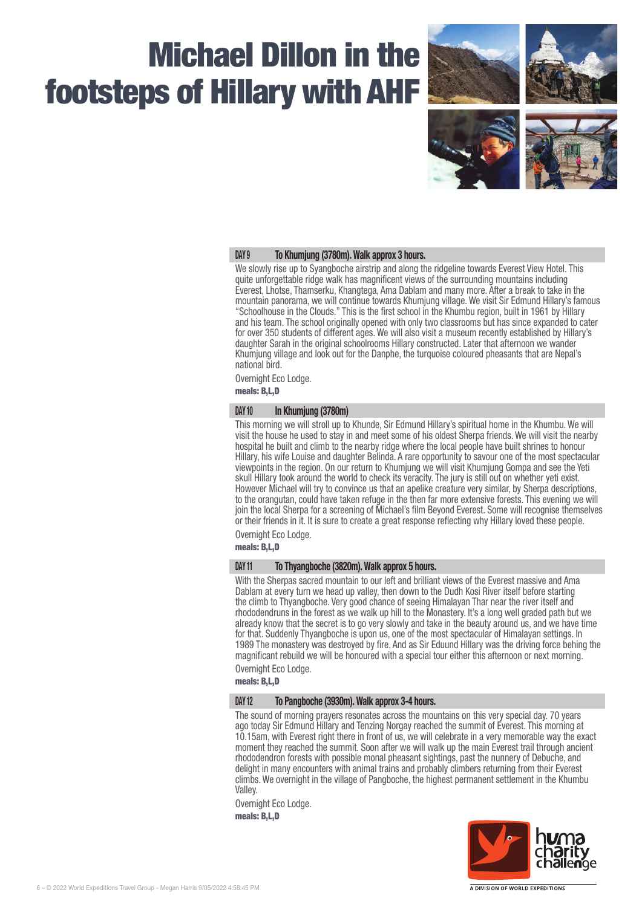# Michael Dillon in the footsteps of Hillary with AHF

### DAY 9 To Khumjung (3780m). Walk approx 3 hours.

We slowly rise up to Syangboche airstrip and along the ridgeline towards Everest View Hotel. This quite unforgettable ridge walk has magnificent views of the surrounding mountains including Everest, Lhotse, Thamserku, Khangtega, Ama Dablam and many more. After a break to take in the mountain panorama, we will continue towards Khumjung village. We visit Sir Edmund Hillary's famous "Schoolhouse in the Clouds." This is the first school in the Khumbu region, built in 1961 by Hillary and his team. The school originally opened with only two classrooms but has since expanded to cater for over 350 students of different ages. We will also visit a museum recently established by Hillary's daughter Sarah in the original schoolrooms Hillary constructed. Later that afternoon we wander Khumjung village and look out for the Danphe, the turquoise coloured pheasants that are Nepal's national bird.

Overnight Eco Lodge.

**meals: B,L,D**

### DAY 10 In Khumjung (3780m)

This morning we will stroll up to Khunde, Sir Edmund Hillary's spiritual home in the Khumbu. We will visit the house he used to stay in and meet some of his oldest Sherpa friends. We will visit the nearby hospital he built and climb to the nearby ridge where the local people have built shrines to honour Hillary, his wife Louise and daughter Belinda. A rare opportunity to savour one of the most spectacular viewpoints in the region. On our return to Khumjung we will visit Khumjung Gompa and see the Yeti skull Hillary took around the world to check its veracity. The jury is still out on whether yeti exist. However Michael will try to convince us that an apelike creature very similar, by Sherpa descriptions, to the orangutan, could have taken refuge in the then far more extensive forests. This evening we will join the local Sherpa for a screening of Michael's film Beyond Everest. Some will recognise themselves or their friends in it. It is sure to create a great response reflecting why Hillary loved these people.

Overnight Eco Lodge.

**meals: B,L,D**

### DAY 11 To Thyangboche (3820m). Walk approx 5 hours.

With the Sherpas sacred mountain to our left and brilliant views of the Everest massive and Ama Dablam at every turn we head up valley, then down to the Dudh Kosi River itself before starting the climb to Thyangboche. Very good chance of seeing Himalayan Thar near the river itself and rhododendruns in the forest as we walk up hill to the Monastery. It's a long well graded path but we already know that the secret is to go very slowly and take in the beauty around us, and we have time for that. Suddenly Thyangboche is upon us, one of the most spectacular of Himalayan settings. In 1989 The monastery was destroyed by fire. And as Sir Eduund Hillary was the driving force behing the magnificant rebuild we will be honoured with a special tour either this afternoon or next morning.

Overnight Eco Lodge.

**meals: B,L,D**

### DAY 12 To Pangboche (3930m). Walk approx 3-4 hours.

The sound of morning prayers resonates across the mountains on this very special day. 70 years ago today Sir Edmund Hillary and Tenzing Norgay reached the summit of Everest. This morning at 10.15am, with Everest right there in front of us, we will celebrate in a very memorable way the exact moment they reached the summit. Soon after we will walk up the main Everest trail through ancient rhododendron forests with possible monal pheasant sightings, past the nunnery of Debuche, and delight in many encounters with animal trains and probably climbers returning from their Everest climbs. We overnight in the village of Pangboche, the highest permanent settlement in the Khumbu Valley.

Overnight Eco Lodge.

**meals: B,L,D**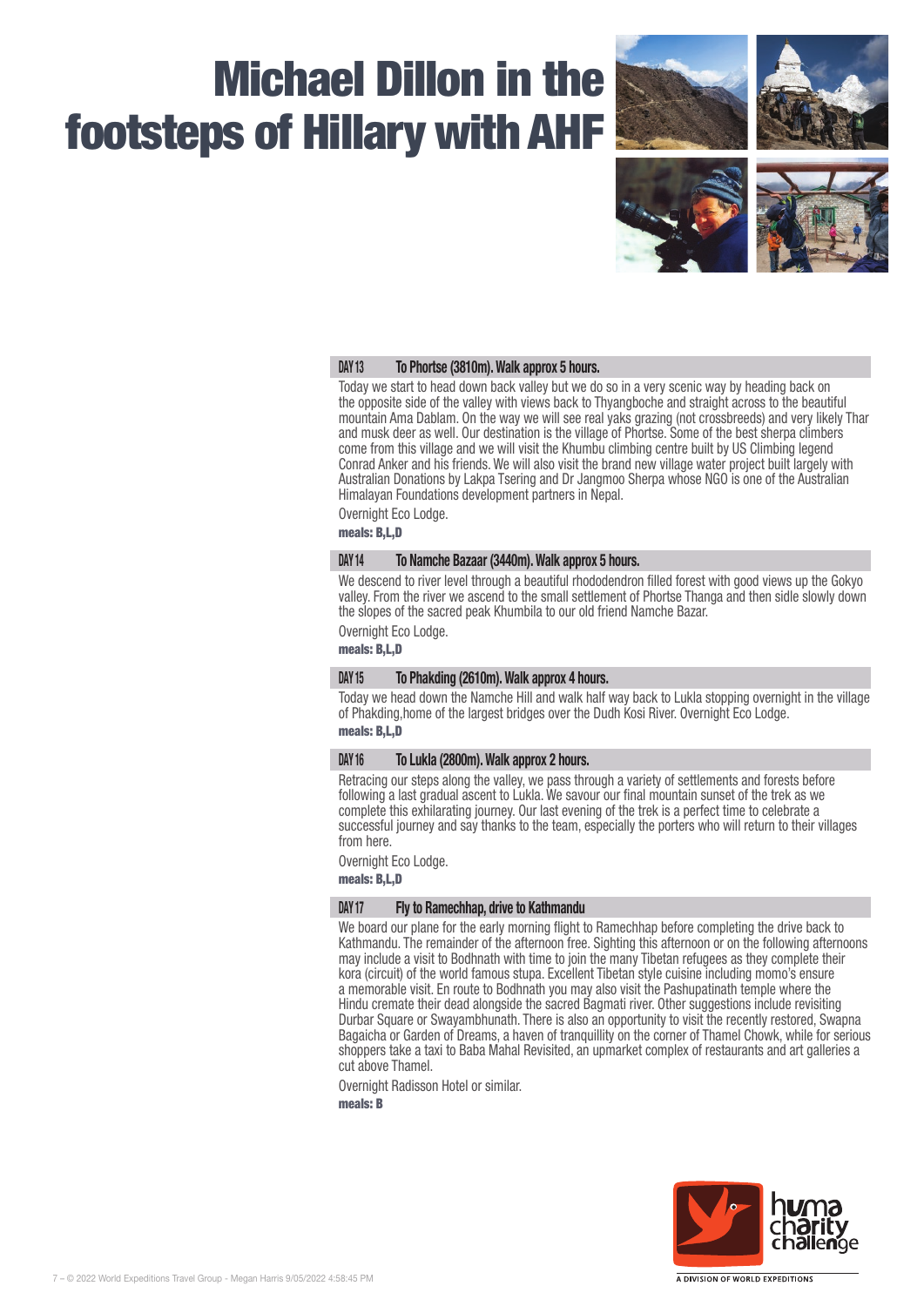# Michael Dillon in the footsteps of Hillary with AHF

### DAY 13 To Phortse (3810m). Walk approx 5 hours.

Today we start to head down back valley but we do so in a very scenic way by heading back on the opposite side of the valley with views back to Thyangboche and straight across to the beautiful mountain Ama Dablam. On the way we will see real yaks grazing (not crossbreeds) and very likely Thar and musk deer as well. Our destination is the village of Phortse. Some of the best sherpa climbers come from this village and we will visit the Khumbu climbing centre built by US Climbing legend Conrad Anker and his friends. We will also visit the brand new village water project built largely with Australian Donations by Lakpa Tsering and Dr Jangmoo Sherpa whose NGO is one of the Australian Himalayan Foundations development partners in Nepal.

Overnight Eco Lodge.

**meals: B,L,D**

### DAY 14 To Namche Bazaar (3440m). Walk approx 5 hours.

We descend to river level through a beautiful rhododendron filled forest with good views up the Gokyo valley. From the river we ascend to the small settlement of Phortse Thanga and then sidle slowly down the slopes of the sacred peak Khumbila to our old friend Namche Bazar.

Overnight Eco Lodge.

**meals: B,L,D**

### DAY 15 To Phakding (2610m). Walk approx 4 hours.

Today we head down the Namche Hill and walk half way back to Lukla stopping overnight in the village of Phakding,home of the largest bridges over the Dudh Kosi River. Overnight Eco Lodge.

**meals: B,L,D**

### DAY 16 To Lukla (2800m). Walk approx 2 hours.

Retracing our steps along the valley, we pass through a variety of settlements and forests before following a last gradual ascent to Lukla. We savour our final mountain sunset of the trek as we complete this exhilarating journey. Our last evening of the trek is a perfect time to celebrate a successful journey and say thanks to the team, especially the porters who will return to their villages from here.

Overnight Eco Lodge.

**meals: B,L,D**

### DAY 17 Fly to Ramechhap, drive to Kathmandu

We board our plane for the early morning flight to Ramechhap before completing the drive back to Kathmandu. The remainder of the afternoon free. Sighting this afternoon or on the following afternoons may include a visit to Bodhnath with time to join the many Tibetan refugees as they complete their kora (circuit) of the world famous stupa. Excellent Tibetan style cuisine including momo's ensure a memorable visit. En route to Bodhnath you may also visit the Pashupatinath temple where the Hindu cremate their dead alongside the sacred Bagmati river. Other suggestions include revisiting Durbar Square or Swayambhunath. There is also an opportunity to visit the recently restored, Swapna Bagaicha or Garden of Dreams, a haven of tranquillity on the corner of Thamel Chowk, while for serious shoppers take a taxi to Baba Mahal Revisited, an upmarket complex of restaurants and art galleries a cut above Thamel.

Overnight Radisson Hotel or similar.

**meals: B**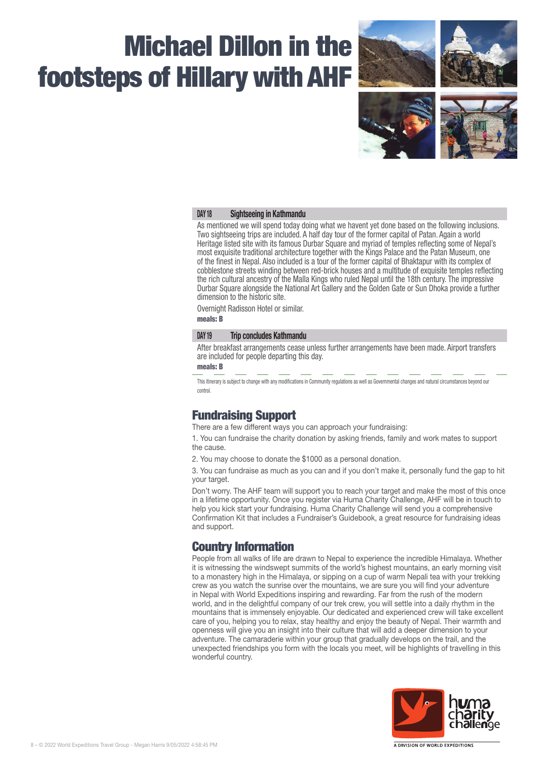# Michael Dillon in the footsteps of Hillary with AHF

### DAY 18 Sightseeing in Kathmandu

As mentioned we will spend today doing what we havent yet done based on the following inclusions. Two sightseeing trips are included. A half day tour of the former capital of Patan. Again a world Heritage listed site with its famous Durbar Square and myriad of temples reflecting some of Nepal's most exquisite traditional architecture together with the Kings Palace and the Patan Museum, one of the finest in Nepal. Also included is a tour of the former capital of Bhaktapur with its complex of cobblestone streets winding between red-brick houses and a multitude of exquisite temples reflecting the rich cultural ancestry of the Malla Kings who ruled Nepal until the 18th century. The impressive Durbar Square alongside the National Art Gallery and the Golden Gate or Sun Dhoka provide a further dimension to the historic site.

Overnight Radisson Hotel or similar.

**meals: B**

### DAY 19 Trip concludes Kathmandu

After breakfast arrangements cease unless further arrangements have been made. Airport transfers are included for people departing this day.

**meals: B**

This itinerary is subject to change with any modifications in Community regulations as well as Governmental changes and natural circumstances beyond our control.

## Fundraising Support

There are a few different ways you can approach your fundraising:

1. You can fundraise the charity donation by asking friends, family and work mates to support the cause.

2. You may choose to donate the $1000 as a personal donation.

3. You can fundraise as much as you can and if you don't make it, personally fund the gap to hit your target.

Don't worry. The AHF team will support you to reach your target and make the most of this once in a lifetime opportunity. Once you register via Huma Charity Challenge, AHF will be in touch to help you kick start your fundraising. Huma Charity Challenge will send you a comprehensive Confirmation Kit that includes a Fundraiser's Guidebook, a great resource for fundraising ideas and support.

## Country Information

People from all walks of life are drawn to Nepal to experience the incredible Himalaya. Whether it is witnessing the windswept summits of the world's highest mountains, an early morning visit to a monastery high in the Himalaya, or sipping on a cup of warm Nepali tea with your trekking crew as you watch the sunrise over the mountains, we are sure you will find your adventure in Nepal with World Expeditions inspiring and rewarding. Far from the rush of the modern world, and in the delightful company of our trek crew, you will settle into a daily rhythm in the mountains that is immensely enjoyable. Our dedicated and experienced crew will take excellent care of you, helping you to relax, stay healthy and enjoy the beauty of Nepal. Their warmth and openness will give you an insight into their culture that will add a deeper dimension to your adventure. The camaraderie within your group that gradually develops on the trail, and the unexpected friendships you form with the locals you meet, will be highlights of travelling in this wonderful country.

huma charity challenge

A DIVISION OF WORLD EXPEDITIONS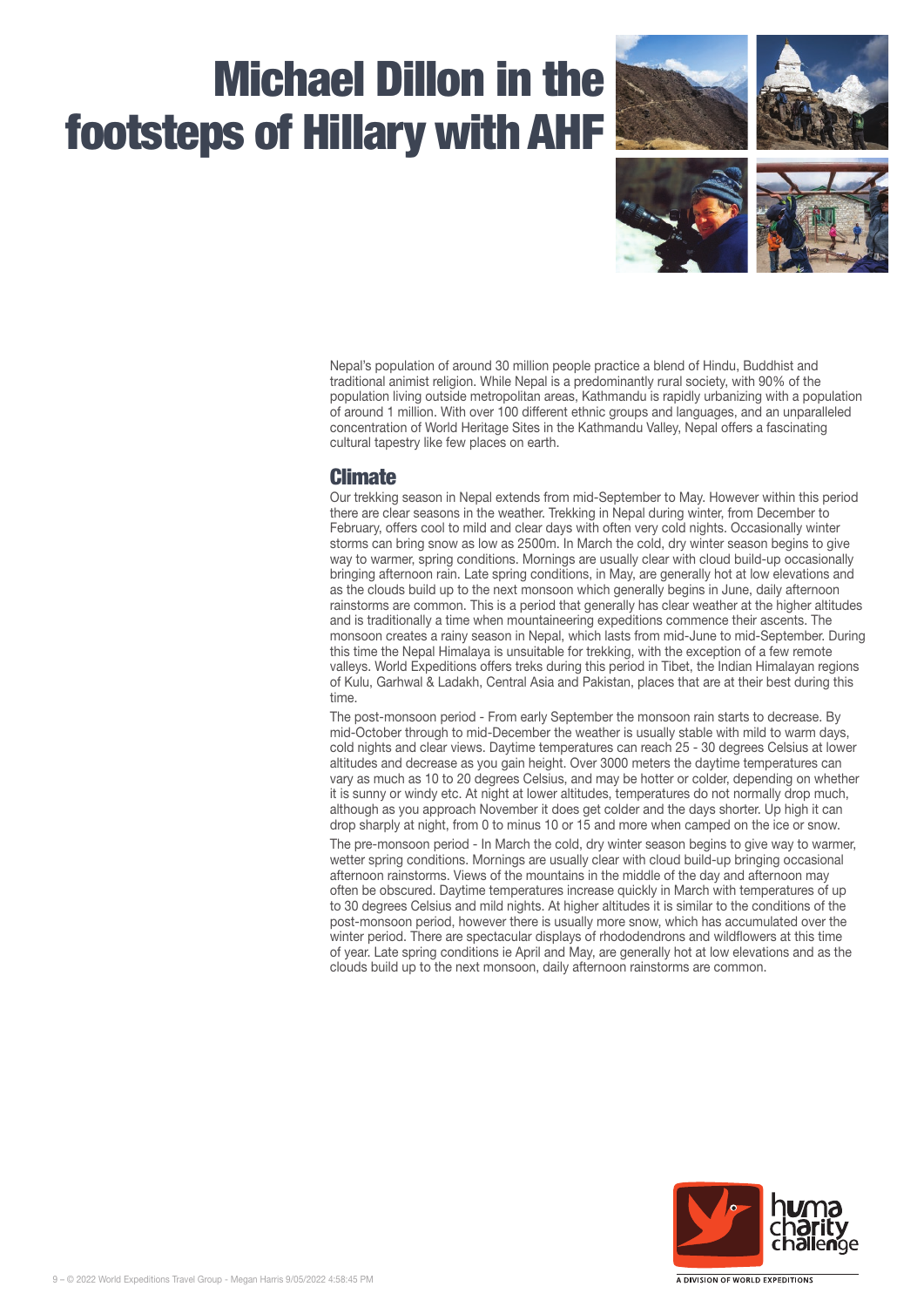# Michael Dillon in the footsteps of Hillary with AHF

Nepal's population of around 30 million people practice a blend of Hindu, Buddhist and traditional animist religion. While Nepal is a predominantly rural society, with 90% of the population living outside metropolitan areas, Kathmandu is rapidly urbanizing with a population of around 1 million. With over 100 different ethnic groups and languages, and an unparalleled concentration of World Heritage Sites in the Kathmandu Valley, Nepal offers a fascinating cultural tapestry like few places on earth.

## Climate

Our trekking season in Nepal extends from mid-September to May. However within this period there are clear seasons in the weather. Trekking in Nepal during winter, from December to February, offers cool to mild and clear days with often very cold nights. Occasionally winter storms can bring snow as low as 2500m. In March the cold, dry winter season begins to give way to warmer, spring conditions. Mornings are usually clear with cloud build-up occasionally bringing afternoon rain. Late spring conditions, in May, are generally hot at low elevations and as the clouds build up to the next monsoon which generally begins in June, daily afternoon rainstorms are common. This is a period that generally has clear weather at the higher altitudes and is traditionally a time when mountaineering expeditions commence their ascents. The monsoon creates a rainy season in Nepal, which lasts from mid-June to mid-September. During this time the Nepal Himalaya is unsuitable for trekking, with the exception of a few remote valleys. World Expeditions offers treks during this period in Tibet, the Indian Himalayan regions of Kulu, Garhwal & Ladakh, Central Asia and Pakistan, places that are at their best during this time.

The post-monsoon period - From early September the monsoon rain starts to decrease. By mid-October through to mid-December the weather is usually stable with mild to warm days, cold nights and clear views. Daytime temperatures can reach 25 - 30 degrees Celsius at lower altitudes and decrease as you gain height. Over 3000 meters the daytime temperatures can vary as much as 10 to 20 degrees Celsius, and may be hotter or colder, depending on whether it is sunny or windy etc. At night at lower altitudes, temperatures do not normally drop much, although as you approach November it does get colder and the days shorter. Up high it can drop sharply at night, from 0 to minus 10 or 15 and more when camped on the ice or snow.

The pre-monsoon period - In March the cold, dry winter season begins to give way to warmer, wetter spring conditions. Mornings are usually clear with cloud build-up bringing occasional afternoon rainstorms. Views of the mountains in the middle of the day and afternoon may often be obscured. Daytime temperatures increase quickly in March with temperatures of up to 30 degrees Celsius and mild nights. At higher altitudes it is similar to the conditions of the post-monsoon period, however there is usually more snow, which has accumulated over the winter period. There are spectacular displays of rhododendrons and wildflowers at this time of year. Late spring conditions ie April and May, are generally hot at low elevations and as the clouds build up to the next monsoon, daily afternoon rainstorms are common.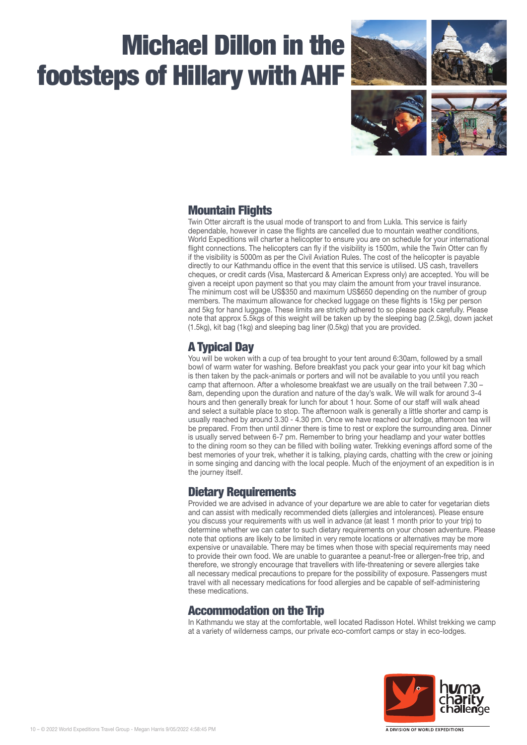# Michael Dillon in the footsteps of Hillary with AHF

## Mountain Flights

Twin Otter aircraft is the usual mode of transport to and from Lukla. This service is fairly dependable, however in case the flights are cancelled due to mountain weather conditions, World Expeditions will charter a helicopter to ensure you are on schedule for your international flight connections. The helicopters can fly if the visibility is 1500m, while the Twin Otter can fly if the visibility is 5000m as per the Civil Aviation Rules. The cost of the helicopter is payable directly to our Kathmandu office in the event that this service is utilised. US cash, travellers cheques, or credit cards (Visa, Mastercard & American Express only) are accepted. You will be given a receipt upon payment so that you may claim the amount from your travel insurance. The minimum cost will be US$350 and maximum US$650 depending on the number of group members. The maximum allowance for checked luggage on these flights is 15kg per person and 5kg for hand luggage. These limits are strictly adhered to so please pack carefully. Please note that approx 5.5kgs of this weight will be taken up by the sleeping bag (2.5kg), down jacket (1.5kg), kit bag (1kg) and sleeping bag liner (0.5kg) that you are provided.

## A Typical Day

You will be woken with a cup of tea brought to your tent around 6:30am, followed by a small bowl of warm water for washing. Before breakfast you pack your gear into your kit bag which is then taken by the pack-animals or porters and will not be available to you until you reach camp that afternoon. After a wholesome breakfast we are usually on the trail between 7.30 – 8am, depending upon the duration and nature of the day's walk. We will walk for around 3-4 hours and then generally break for lunch for about 1 hour. Some of our staff will walk ahead and select a suitable place to stop. The afternoon walk is generally a little shorter and camp is usually reached by around 3.30 - 4.30 pm. Once we have reached our lodge, afternoon tea will be prepared. From then until dinner there is time to rest or explore the surrounding area. Dinner is usually served between 6-7 pm. Remember to bring your headlamp and your water bottles to the dining room so they can be filled with boiling water. Trekking evenings afford some of the best memories of your trek, whether it is talking, playing cards, chatting with the crew or joining in some singing and dancing with the local people. Much of the enjoyment of an expedition is in the journey itself.

## Dietary Requirements

Provided we are advised in advance of your departure we are able to cater for vegetarian diets and can assist with medically recommended diets (allergies and intolerances). Please ensure you discuss your requirements with us well in advance (at least 1 month prior to your trip) to determine whether we can cater to such dietary requirements on your chosen adventure. Please note that options are likely to be limited in very remote locations or alternatives may be more expensive or unavailable. There may be times when those with special requirements may need to provide their own food. We are unable to guarantee a peanut-free or allergen-free trip, and therefore, we strongly encourage that travellers with life-threatening or severe allergies take all necessary medical precautions to prepare for the possibility of exposure. Passengers must travel with all necessary medications for food allergies and be capable of self-administering these medications.

## Accommodation on the Trip

In Kathmandu we stay at the comfortable, well located Radisson Hotel. Whilst trekking we camp at a variety of wilderness camps, our private eco-comfort camps or stay in eco-lodges.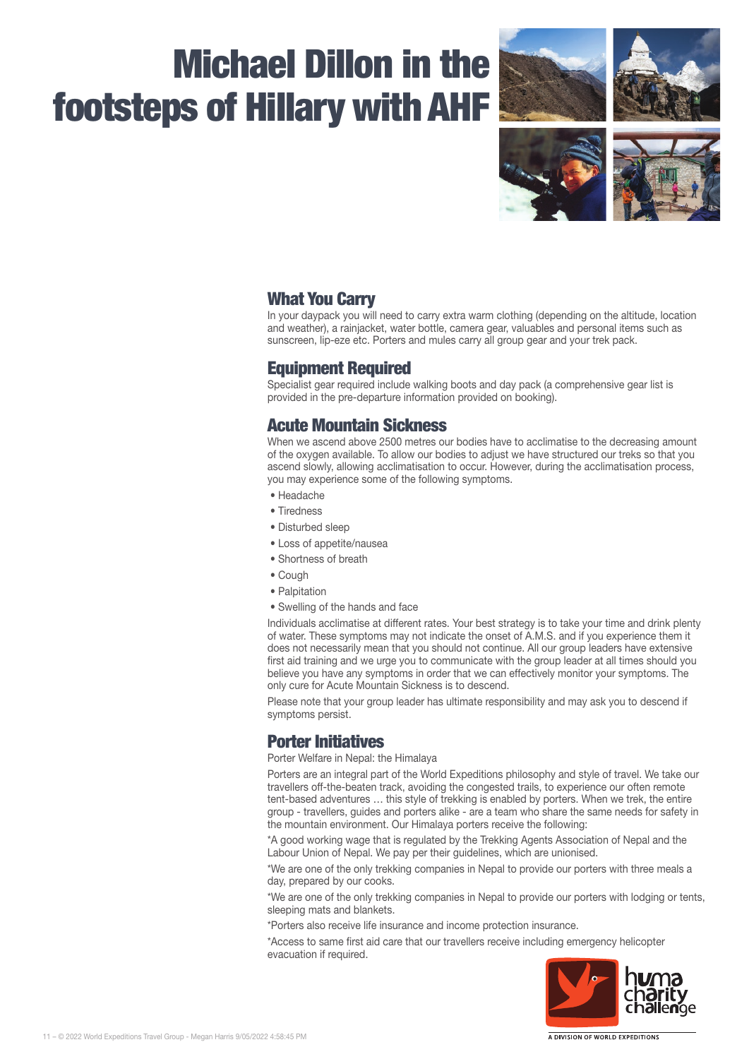# Michael Dillon in the footsteps of Hillary with AHF

## What You Carry

In your daypack you will need to carry extra warm clothing (depending on the altitude, location and weather), a rainjacket, water bottle, camera gear, valuables and personal items such as sunscreen, lip-eze etc. Porters and mules carry all group gear and your trek pack.

## Equipment Required

Specialist gear required include walking boots and day pack (a comprehensive gear list is provided in the pre-departure information provided on booking).

## Acute Mountain Sickness

When we ascend above 2500 metres our bodies have to acclimatise to the decreasing amount of the oxygen available. To allow our bodies to adjust we have structured our treks so that you ascend slowly, allowing acclimatisation to occur. However, during the acclimatisation process, you may experience some of the following symptoms.

- Headache
- Tiredness
- Disturbed sleep
- Loss of appetite/nausea
- Shortness of breath
- Cough
- Palpitation
- Swelling of the hands and face

Individuals acclimatise at different rates. Your best strategy is to take your time and drink plenty of water. These symptoms may not indicate the onset of A.M.S. and if you experience them it does not necessarily mean that you should not continue. All our group leaders have extensive first aid training and we urge you to communicate with the group leader at all times should you believe you have any symptoms in order that we can effectively monitor your symptoms. The only cure for Acute Mountain Sickness is to descend.

Please note that your group leader has ultimate responsibility and may ask you to descend if symptoms persist.

## Porter Initiatives

Porter Welfare in Nepal: the Himalaya

Porters are an integral part of the World Expeditions philosophy and style of travel. We take our travellers off-the-beaten track, avoiding the congested trails, to experience our often remote tent-based adventures … this style of trekking is enabled by porters. When we trek, the entire group - travellers, guides and porters alike - are a team who share the same needs for safety in the mountain environment. Our Himalaya porters receive the following:

*A good working wage that is regulated by the Trekking Agents Association of Nepal and the Labour Union of Nepal. We pay per their guidelines, which are unionised.

*We are one of the only trekking companies in Nepal to provide our porters with three meals a day, prepared by our cooks.

*We are one of the only trekking companies in Nepal to provide our porters with lodging or tents, sleeping mats and blankets.

*Porters also receive life insurance and income protection insurance.

*Access to same first aid care that our travellers receive including emergency helicopter evacuation if required.

huma charity challenge

A DIVISION OF WORLD EXPEDITIONS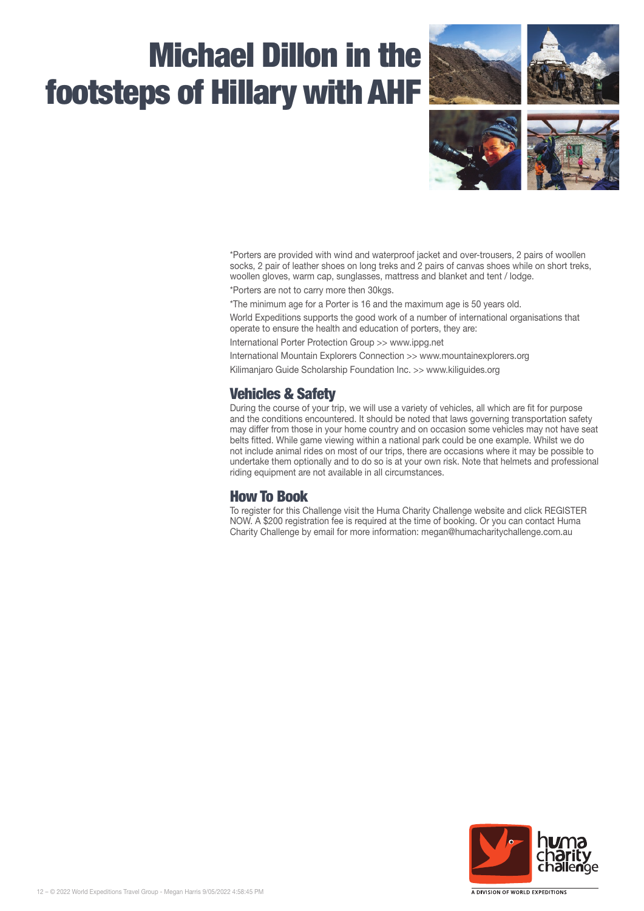# Michael Dillon in the footsteps of Hillary with AHF

*Porters are provided with wind and waterproof jacket and over-trousers, 2 pairs of woollen socks, 2 pair of leather shoes on long treks and 2 pairs of canvas shoes while on short treks, woollen gloves, warm cap, sunglasses, mattress and blanket and tent / lodge.

*Porters are not to carry more then 30kgs.

*The minimum age for a Porter is 16 and the maximum age is 50 years old.

World Expeditions supports the good work of a number of international organisations that operate to ensure the health and education of porters, they are:

International Porter Protection Group >> www.ippg.net

International Mountain Explorers Connection >> www.mountainexplorers.org

Kilimanjaro Guide Scholarship Foundation Inc. >> www.kiliguides.org

## Vehicles & Safety

During the course of your trip, we will use a variety of vehicles, all which are fit for purpose and the conditions encountered. It should be noted that laws governing transportation safety may differ from those in your home country and on occasion some vehicles may not have seat belts fitted. While game viewing within a national park could be one example. Whilst we do not include animal rides on most of our trips, there are occasions where it may be possible to undertake them optionally and to do so is at your own risk. Note that helmets and professional riding equipment are not available in all circumstances.

## How To Book

To register for this Challenge visit the Huma Charity Challenge website and click REGISTER NOW. A $200 registration fee is required at the time of booking. Or you can contact Huma Charity Challenge by email for more information: megan@humacharitychallenge.com.au

huma charity challenge

A DIVISION OF WORLD EXPEDITIONS